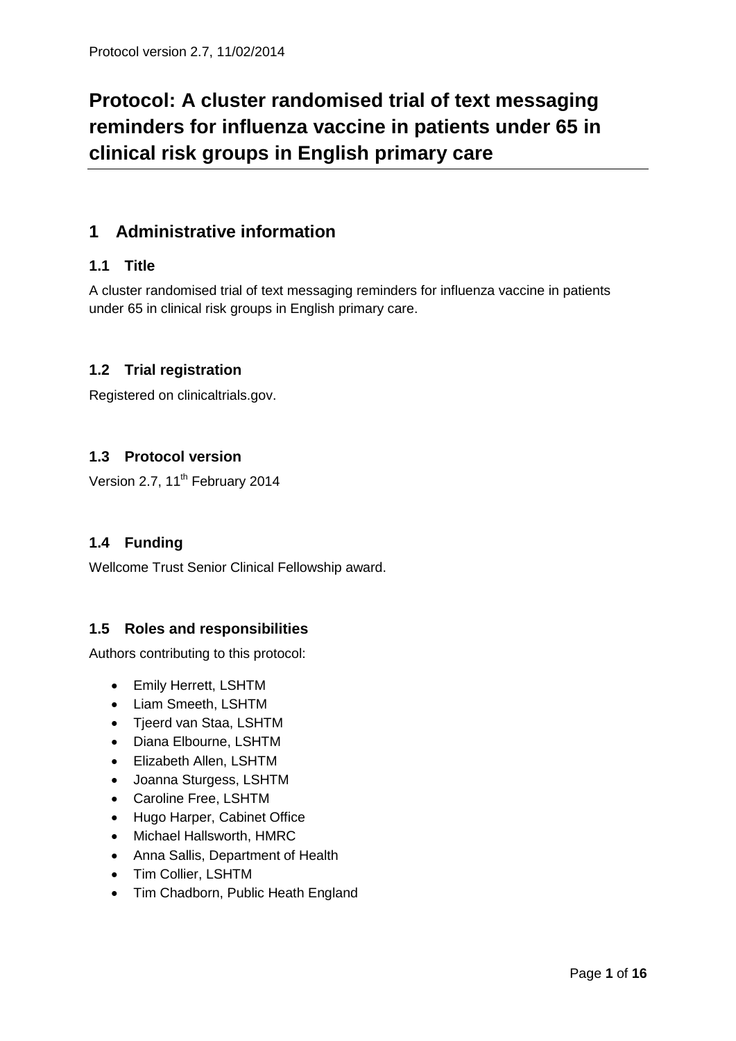# Protocol: A cluster randomised trial of text messaging reminders for influenza vaccine in patients under 65 in clinical risk groups in English primary care

## 1 Administrative information

### 1.1 Title

A cluster randomised trial of text messaging reminders for influenza vaccine in patients under 65 in clinical risk groups in English primary care.

### 1.2 Trial registration

Registered on clinicaltrials.gov.

### 1.3 Protocol version

Version 2.7, 11th February 2014

### 1.4 Funding

Wellcome Trust Senior Clinical Fellowship award.

### 1.5 Roles and responsibilities

Authors contributing to this protocol:

- Emily Herrett, LSHTM
- Liam Smeeth, LSHTM
- Tjeerd van Staa, LSHTM
- Diana Elbourne, LSHTM
- Elizabeth Allen, LSHTM
- Joanna Sturgess, LSHTM
- Caroline Free, LSHTM
- Hugo Harper, Cabinet Office
- Michael Hallsworth, HMRC
- Anna Sallis, Department of Health
- Tim Collier, LSHTM
- Tim Chadborn, Public Heath England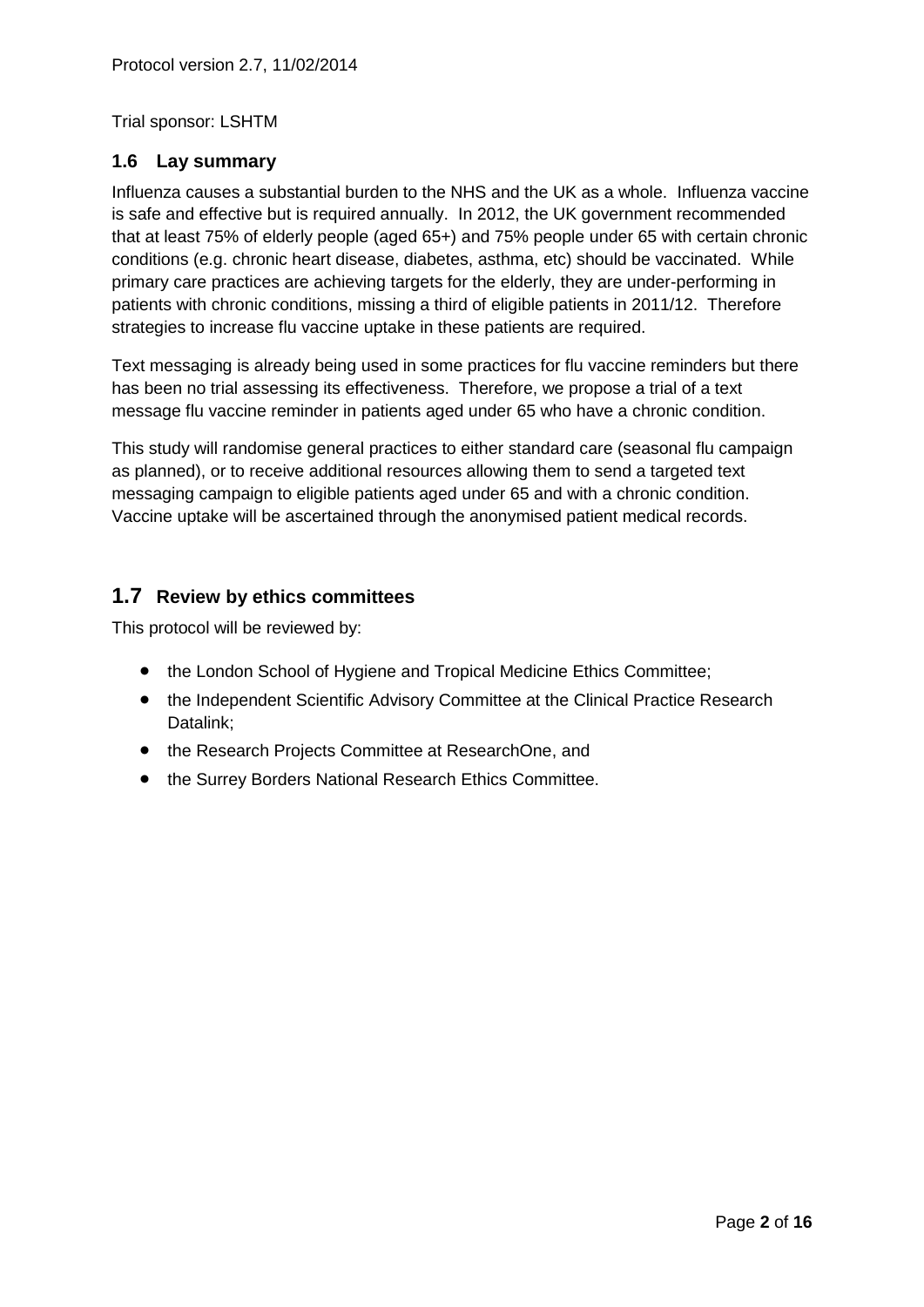Trial sponsor: LSHTM

## 1.6 Lay summary

Influenza causes a substantial burden to the NHS and the UK as a whole. Influenza vaccine is safe and effective but is required annually. In 2012, the UK government recommended that at least 75% of elderly people (aged 65+) and 75% people under 65 with certain chronic conditions (e.g. chronic heart disease, diabetes, asthma, etc) should be vaccinated. While primary care practices are achieving targets for the elderly, they are under-performing in patients with chronic conditions, missing a third of eligible patients in 2011/12. Therefore strategies to increase flu vaccine uptake in these patients are required.

Text messaging is already being used in some practices for flu vaccine reminders but there has been no trial assessing its effectiveness. Therefore, we propose a trial of a text message flu vaccine reminder in patients aged under 65 who have a chronic condition.

This study will randomise general practices to either standard care (seasonal flu campaign as planned), or to receive additional resources allowing them to send a targeted text messaging campaign to eligible patients aged under 65 and with a chronic condition. Vaccine uptake will be ascertained through the anonymised patient medical records.

## 1.7 Review by ethics committees

This protocol will be reviewed by:

- the London School of Hygiene and Tropical Medicine Ethics Committee;
- the Independent Scientific Advisory Committee at the Clinical Practice Research Datalink;
- the Research Projects Committee at ResearchOne, and
- the Surrey Borders National Research Ethics Committee.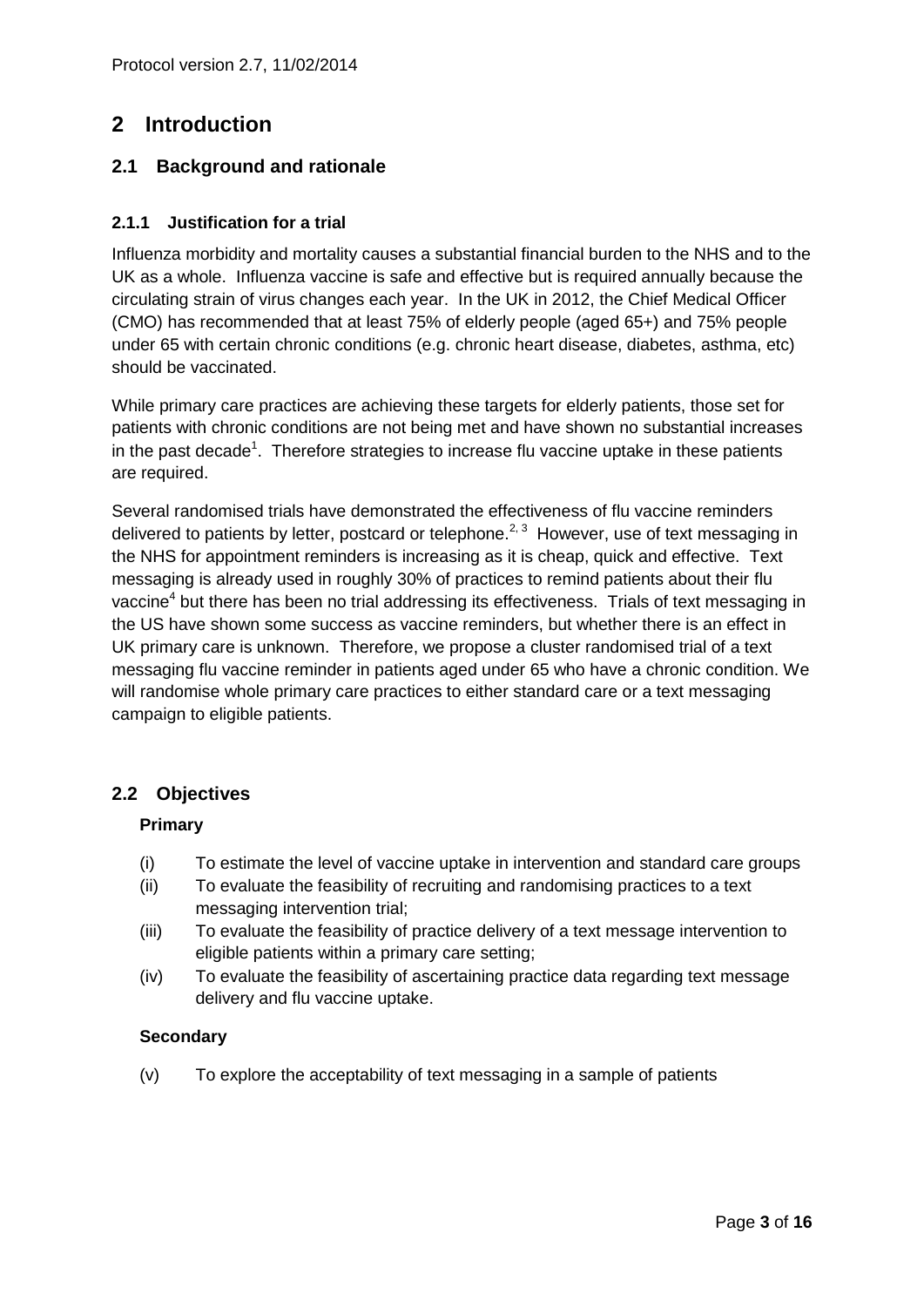# 2 Introduction

## 2.1 Background and rationale

### 2.1.1 Justification for a trial

Influenza morbidity and mortality causes a substantial financial burden to the NHS and to the UK as a whole. Influenza vaccine is safe and effective but is required annually because the circulating strain of virus changes each year. In the UK in 2012, the Chief Medical Officer (CMO) has recommended that at least 75% of elderly people (aged 65+) and 75% people under 65 with certain chronic conditions (e.g. chronic heart disease, diabetes, asthma, etc) should be vaccinated.

While primary care practices are achieving these targets for elderly patients, those set for patients with chronic conditions are not being met and have shown no substantial increases in the past decade[1]. Therefore strategies to increase flu vaccine uptake in these patients are required.

Several randomised trials have demonstrated the effectiveness of flu vaccine reminders delivered to patients by letter, postcard or telephone.[2, 3] However, use of text messaging in the NHS for appointment reminders is increasing as it is cheap, quick and effective. Text messaging is already used in roughly 30% of practices to remind patients about their flu vaccine[4] but there has been no trial addressing its effectiveness. Trials of text messaging in the US have shown some success as vaccine reminders, but whether there is an effect in UK primary care is unknown. Therefore, we propose a cluster randomised trial of a text messaging flu vaccine reminder in patients aged under 65 who have a chronic condition. We will randomise whole primary care practices to either standard care or a text messaging campaign to eligible patients.

## 2.2 Objectives

**Primary**

(i) To estimate the level of vaccine uptake in intervention and standard care groups

(ii) To evaluate the feasibility of recruiting and randomising practices to a text messaging intervention trial;

(iii) To evaluate the feasibility of practice delivery of a text message intervention to eligible patients within a primary care setting;

(iv) To evaluate the feasibility of ascertaining practice data regarding text message delivery and flu vaccine uptake.

**Secondary**

(v) To explore the acceptability of text messaging in a sample of patients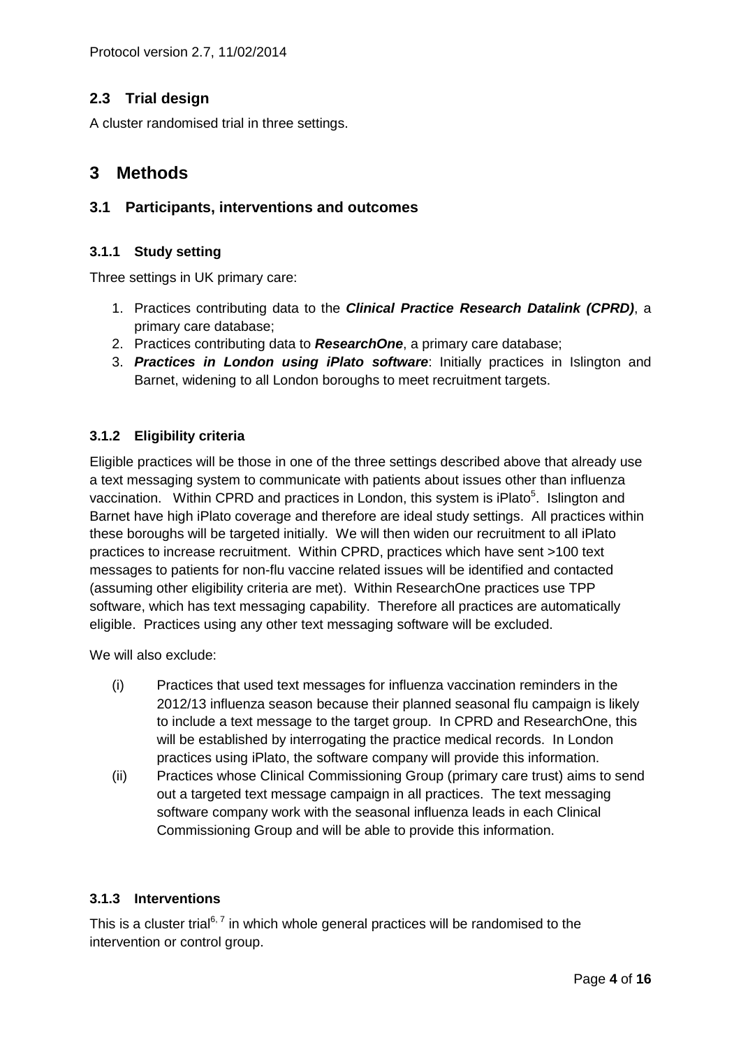## 2.3 Trial design

A cluster randomised trial in three settings.

# 3 Methods

## 3.1 Participants, interventions and outcomes

### 3.1.1 Study setting

Three settings in UK primary care:

1. Practices contributing data to the ***Clinical Practice Research Datalink (CPRD)***, a primary care database;
2. Practices contributing data to ***ResearchOne***, a primary care database;
3. ***Practices in London using iPlato software***: Initially practices in Islington and Barnet, widening to all London boroughs to meet recruitment targets.

### 3.1.2 Eligibility criteria

Eligible practices will be those in one of the three settings described above that already use a text messaging system to communicate with patients about issues other than influenza vaccination. Within CPRD and practices in London, this system is iPlato[5]. Islington and Barnet have high iPlato coverage and therefore are ideal study settings. All practices within these boroughs will be targeted initially. We will then widen our recruitment to all iPlato practices to increase recruitment. Within CPRD, practices which have sent >100 text messages to patients for non-flu vaccine related issues will be identified and contacted (assuming other eligibility criteria are met). Within ResearchOne practices use TPP software, which has text messaging capability. Therefore all practices are automatically eligible. Practices using any other text messaging software will be excluded.

We will also exclude:

(i) Practices that used text messages for influenza vaccination reminders in the 2012/13 influenza season because their planned seasonal flu campaign is likely to include a text message to the target group. In CPRD and ResearchOne, this will be established by interrogating the practice medical records. In London practices using iPlato, the software company will provide this information.

(ii) Practices whose Clinical Commissioning Group (primary care trust) aims to send out a targeted text message campaign in all practices. The text messaging software company work with the seasonal influenza leads in each Clinical Commissioning Group and will be able to provide this information.

### 3.1.3 Interventions

This is a cluster trial[6, 7] in which whole general practices will be randomised to the intervention or control group.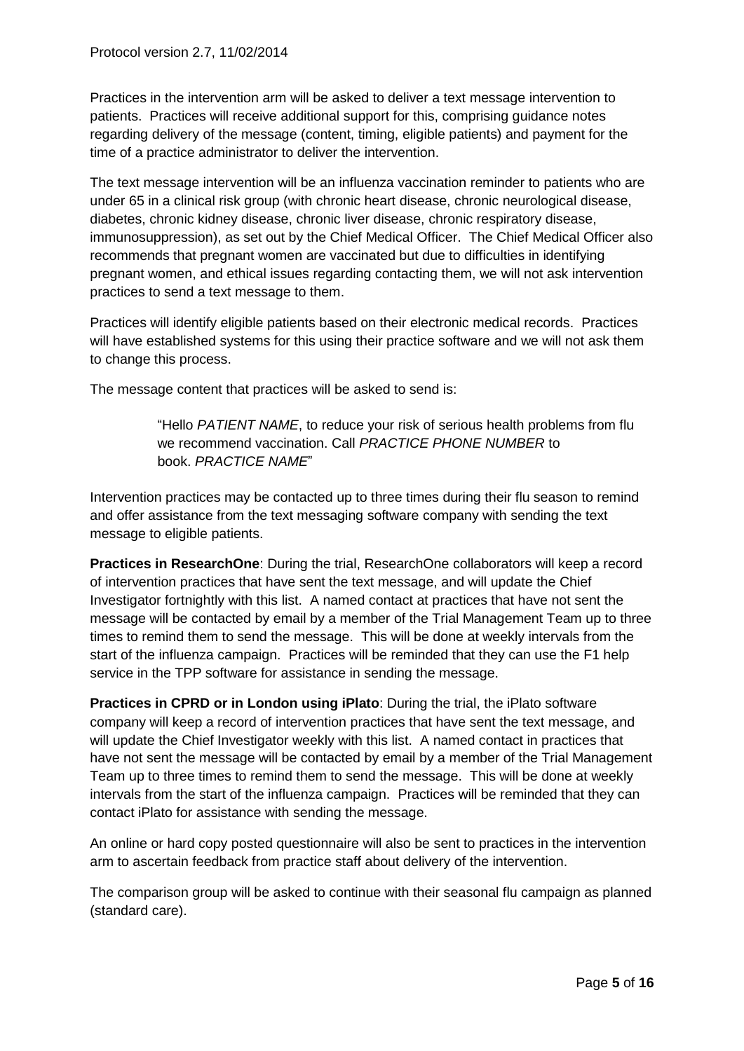Practices in the intervention arm will be asked to deliver a text message intervention to patients. Practices will receive additional support for this, comprising guidance notes regarding delivery of the message (content, timing, eligible patients) and payment for the time of a practice administrator to deliver the intervention.

The text message intervention will be an influenza vaccination reminder to patients who are under 65 in a clinical risk group (with chronic heart disease, chronic neurological disease, diabetes, chronic kidney disease, chronic liver disease, chronic respiratory disease, immunosuppression), as set out by the Chief Medical Officer. The Chief Medical Officer also recommends that pregnant women are vaccinated but due to difficulties in identifying pregnant women, and ethical issues regarding contacting them, we will not ask intervention practices to send a text message to them.

Practices will identify eligible patients based on their electronic medical records. Practices will have established systems for this using their practice software and we will not ask them to change this process.

The message content that practices will be asked to send is:

> "Hello *PATIENT NAME*, to reduce your risk of serious health problems from flu we recommend vaccination. Call *PRACTICE PHONE NUMBER* to book. *PRACTICE NAME*"

Intervention practices may be contacted up to three times during their flu season to remind and offer assistance from the text messaging software company with sending the text message to eligible patients.

**Practices in ResearchOne**: During the trial, ResearchOne collaborators will keep a record of intervention practices that have sent the text message, and will update the Chief Investigator fortnightly with this list. A named contact at practices that have not sent the message will be contacted by email by a member of the Trial Management Team up to three times to remind them to send the message. This will be done at weekly intervals from the start of the influenza campaign. Practices will be reminded that they can use the F1 help service in the TPP software for assistance in sending the message.

**Practices in CPRD or in London using iPlato**: During the trial, the iPlato software company will keep a record of intervention practices that have sent the text message, and will update the Chief Investigator weekly with this list. A named contact in practices that have not sent the message will be contacted by email by a member of the Trial Management Team up to three times to remind them to send the message. This will be done at weekly intervals from the start of the influenza campaign. Practices will be reminded that they can contact iPlato for assistance with sending the message.

An online or hard copy posted questionnaire will also be sent to practices in the intervention arm to ascertain feedback from practice staff about delivery of the intervention.

The comparison group will be asked to continue with their seasonal flu campaign as planned (standard care).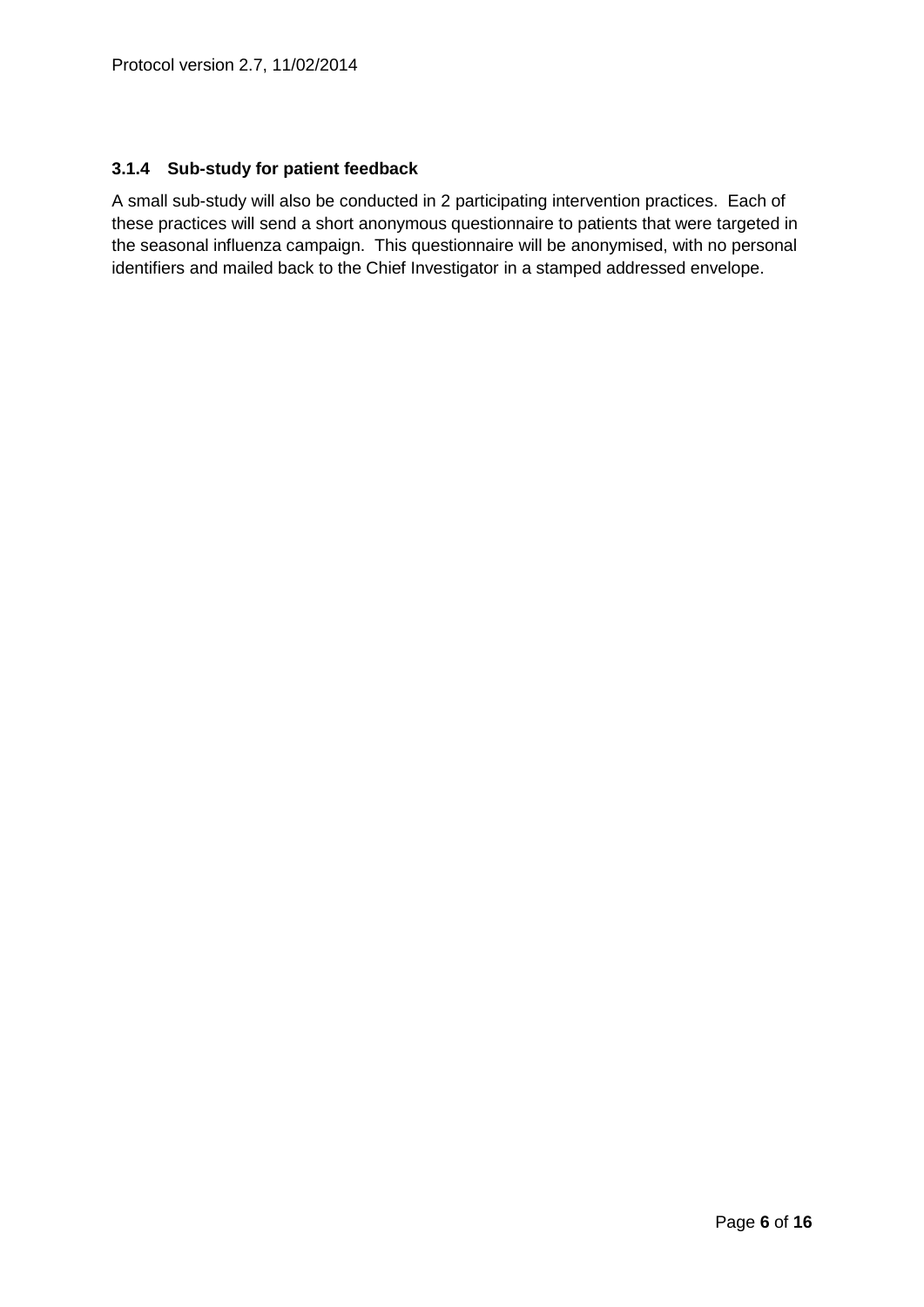### 3.1.4 Sub-study for patient feedback

A small sub-study will also be conducted in 2 participating intervention practices. Each of these practices will send a short anonymous questionnaire to patients that were targeted in the seasonal influenza campaign. This questionnaire will be anonymised, with no personal identifiers and mailed back to the Chief Investigator in a stamped addressed envelope.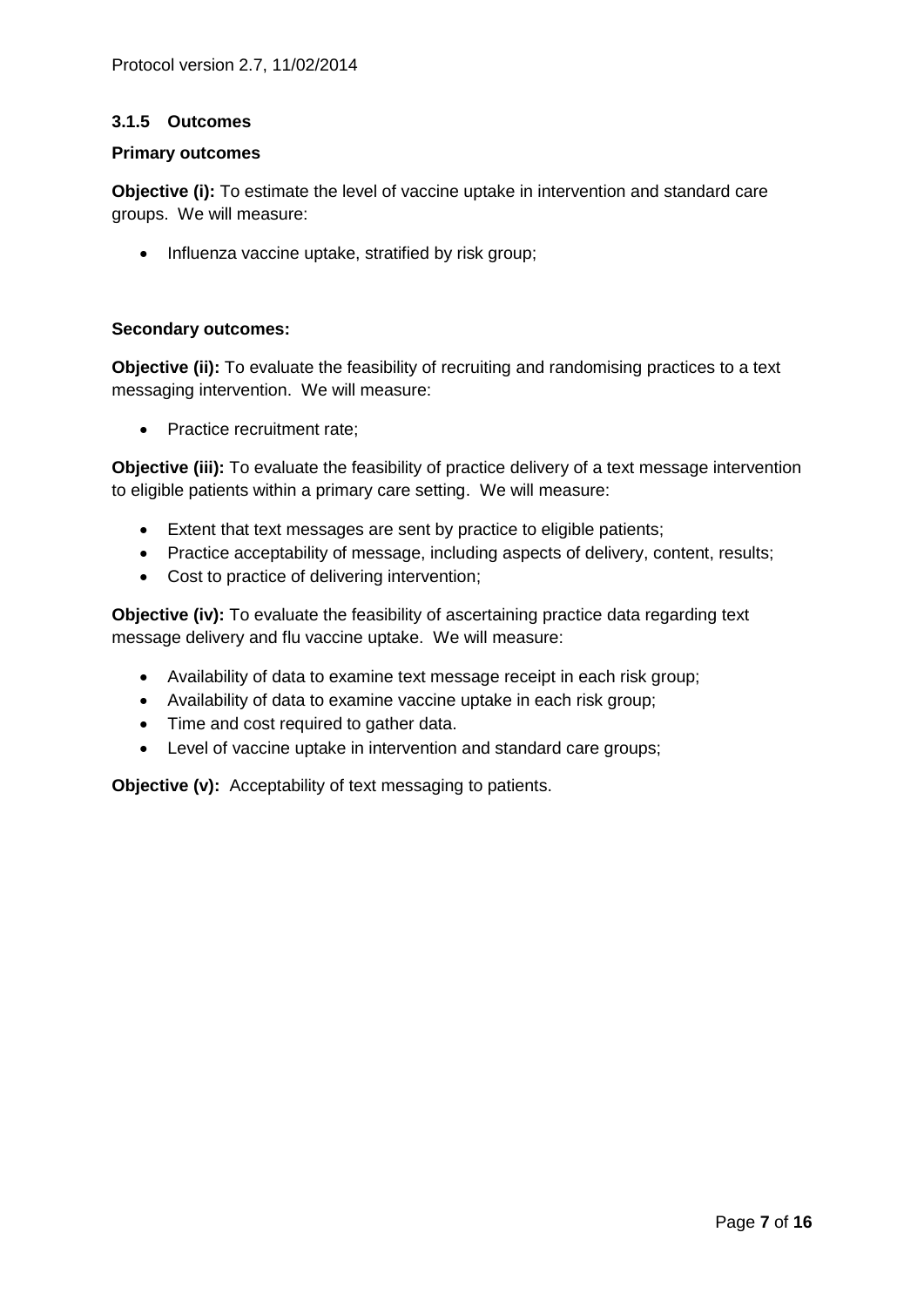### 3.1.5 Outcomes

**Primary outcomes**

**Objective (i):** To estimate the level of vaccine uptake in intervention and standard care groups. We will measure:

- Influenza vaccine uptake, stratified by risk group;

**Secondary outcomes:**

**Objective (ii):** To evaluate the feasibility of recruiting and randomising practices to a text messaging intervention. We will measure:

- Practice recruitment rate;

**Objective (iii):** To evaluate the feasibility of practice delivery of a text message intervention to eligible patients within a primary care setting. We will measure:

- Extent that text messages are sent by practice to eligible patients;
- Practice acceptability of message, including aspects of delivery, content, results;
- Cost to practice of delivering intervention;

**Objective (iv):** To evaluate the feasibility of ascertaining practice data regarding text message delivery and flu vaccine uptake. We will measure:

- Availability of data to examine text message receipt in each risk group;
- Availability of data to examine vaccine uptake in each risk group;
- Time and cost required to gather data.
- Level of vaccine uptake in intervention and standard care groups;

**Objective (v):** Acceptability of text messaging to patients.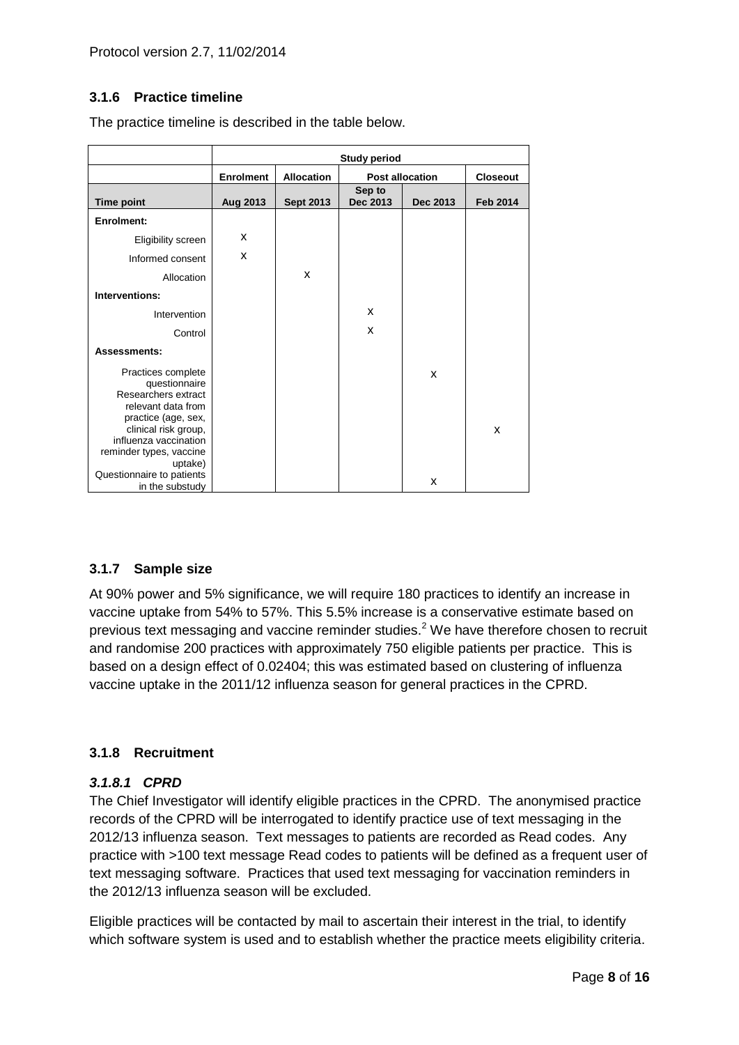Protocol version 2.7, 11/02/2014

### 3.1.6 Practice timeline

The practice timeline is described in the table below.

| | Study period | | | | |
|---|---|---|---|---|---|
| | **Enrolment** | **Allocation** | **Post allocation** | | **Closeout** |
| **Time point** | **Aug 2013** | **Sept 2013** | **Sep to Dec 2013** | **Dec 2013** | **Feb 2014** |
| **Enrolment:** | | | | | |
| Eligibility screen | X | | | | |
| Informed consent | X | | | | |
| Allocation | | X | | | |
| **Interventions:** | | | | | |
| Intervention | | | X | | |
| Control | | | X | | |
| **Assessments:** | | | | | |
| Practices complete questionnaire | | | | X | |
| Researchers extract relevant data from practice (age, sex, clinical risk group, influenza vaccination reminder types, vaccine uptake) | | | | | X |
| Questionnaire to patients in the substudy | | | | X | |

### 3.1.7 Sample size

At 90% power and 5% significance, we will require 180 practices to identify an increase in vaccine uptake from 54% to 57%. This 5.5% increase is a conservative estimate based on previous text messaging and vaccine reminder studies.[2] We have therefore chosen to recruit and randomise 200 practices with approximately 750 eligible patients per practice. This is based on a design effect of 0.02404; this was estimated based on clustering of influenza vaccine uptake in the 2011/12 influenza season for general practices in the CPRD.

### 3.1.8 Recruitment

#### *3.1.8.1 CPRD*

The Chief Investigator will identify eligible practices in the CPRD. The anonymised practice records of the CPRD will be interrogated to identify practice use of text messaging in the 2012/13 influenza season. Text messages to patients are recorded as Read codes. Any practice with >100 text message Read codes to patients will be defined as a frequent user of text messaging software. Practices that used text messaging for vaccination reminders in the 2012/13 influenza season will be excluded.

Eligible practices will be contacted by mail to ascertain their interest in the trial, to identify which software system is used and to establish whether the practice meets eligibility criteria.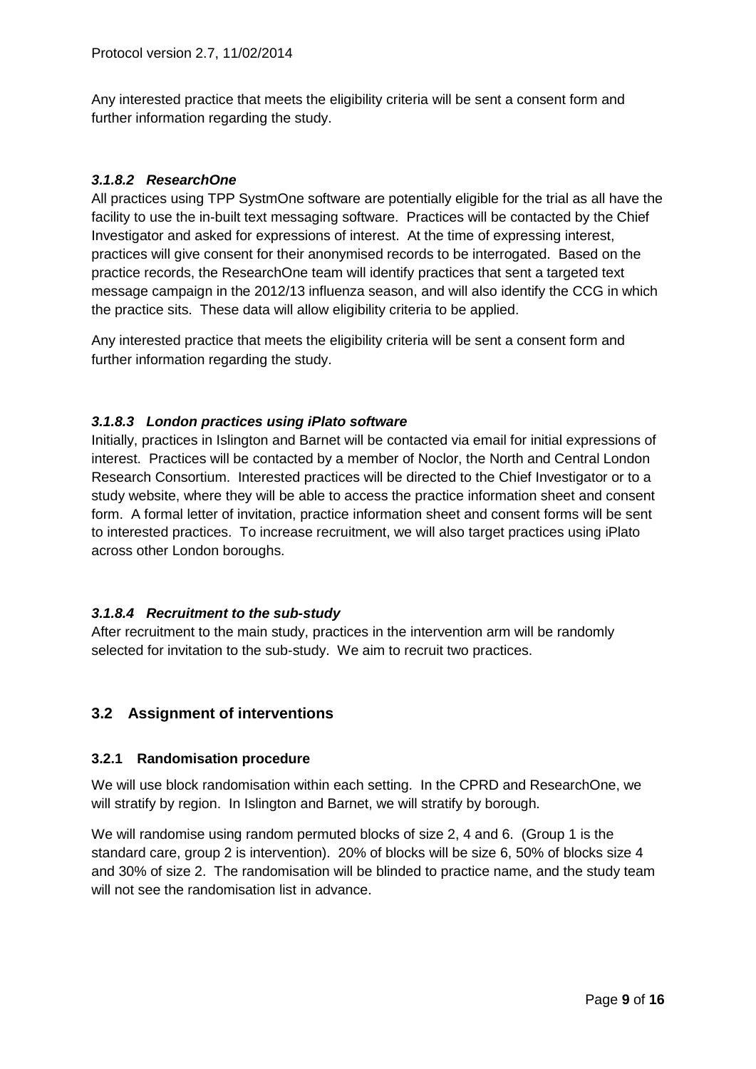Any interested practice that meets the eligibility criteria will be sent a consent form and further information regarding the study.

#### *3.1.8.2 ResearchOne*

All practices using TPP SystmOne software are potentially eligible for the trial as all have the facility to use the in-built text messaging software. Practices will be contacted by the Chief Investigator and asked for expressions of interest. At the time of expressing interest, practices will give consent for their anonymised records to be interrogated. Based on the practice records, the ResearchOne team will identify practices that sent a targeted text message campaign in the 2012/13 influenza season, and will also identify the CCG in which the practice sits. These data will allow eligibility criteria to be applied.

Any interested practice that meets the eligibility criteria will be sent a consent form and further information regarding the study.

#### *3.1.8.3 London practices using iPlato software*

Initially, practices in Islington and Barnet will be contacted via email for initial expressions of interest. Practices will be contacted by a member of Noclor, the North and Central London Research Consortium. Interested practices will be directed to the Chief Investigator or to a study website, where they will be able to access the practice information sheet and consent form. A formal letter of invitation, practice information sheet and consent forms will be sent to interested practices. To increase recruitment, we will also target practices using iPlato across other London boroughs.

#### *3.1.8.4 Recruitment to the sub-study*

After recruitment to the main study, practices in the intervention arm will be randomly selected for invitation to the sub-study. We aim to recruit two practices.

## 3.2 Assignment of interventions

### 3.2.1 Randomisation procedure

We will use block randomisation within each setting. In the CPRD and ResearchOne, we will stratify by region. In Islington and Barnet, we will stratify by borough.

We will randomise using random permuted blocks of size 2, 4 and 6. (Group 1 is the standard care, group 2 is intervention). 20% of blocks will be size 6, 50% of blocks size 4 and 30% of size 2. The randomisation will be blinded to practice name, and the study team will not see the randomisation list in advance.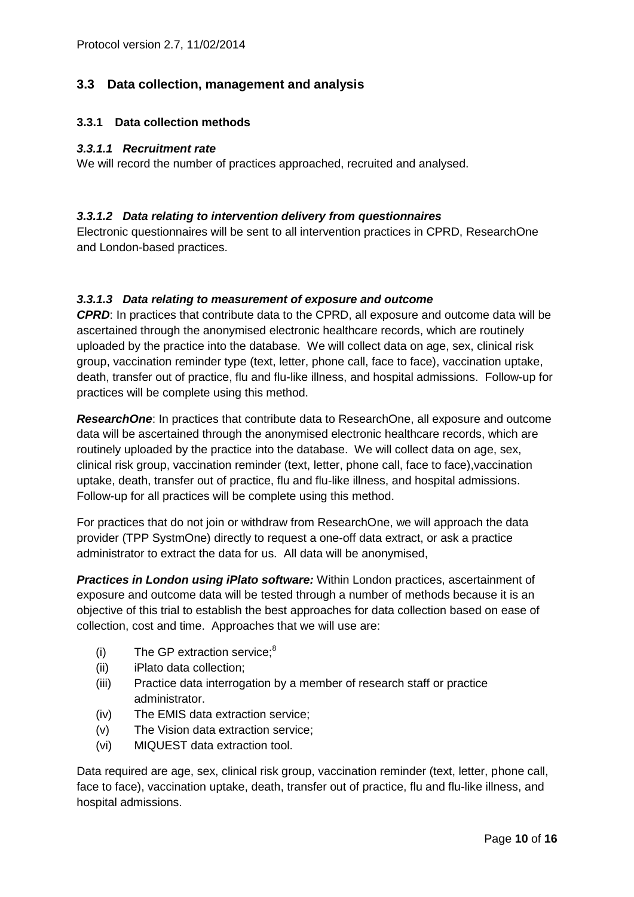## 3.3 Data collection, management and analysis

### 3.3.1 Data collection methods

#### *3.3.1.1 Recruitment rate*

We will record the number of practices approached, recruited and analysed.

#### *3.3.1.2 Data relating to intervention delivery from questionnaires*

Electronic questionnaires will be sent to all intervention practices in CPRD, ResearchOne and London-based practices.

#### *3.3.1.3 Data relating to measurement of exposure and outcome*

***CPRD***: In practices that contribute data to the CPRD, all exposure and outcome data will be ascertained through the anonymised electronic healthcare records, which are routinely uploaded by the practice into the database. We will collect data on age, sex, clinical risk group, vaccination reminder type (text, letter, phone call, face to face), vaccination uptake, death, transfer out of practice, flu and flu-like illness, and hospital admissions. Follow-up for practices will be complete using this method.

***ResearchOne***: In practices that contribute data to ResearchOne, all exposure and outcome data will be ascertained through the anonymised electronic healthcare records, which are routinely uploaded by the practice into the database. We will collect data on age, sex, clinical risk group, vaccination reminder (text, letter, phone call, face to face),vaccination uptake, death, transfer out of practice, flu and flu-like illness, and hospital admissions. Follow-up for all practices will be complete using this method.

For practices that do not join or withdraw from ResearchOne, we will approach the data provider (TPP SystmOne) directly to request a one-off data extract, or ask a practice administrator to extract the data for us. All data will be anonymised,

***Practices in London using iPlato software:*** Within London practices, ascertainment of exposure and outcome data will be tested through a number of methods because it is an objective of this trial to establish the best approaches for data collection based on ease of collection, cost and time. Approaches that we will use are:

(i) The GP extraction service;[8]
(ii) iPlato data collection;
(iii) Practice data interrogation by a member of research staff or practice administrator.
(iv) The EMIS data extraction service;
(v) The Vision data extraction service;
(vi) MIQUEST data extraction tool.

Data required are age, sex, clinical risk group, vaccination reminder (text, letter, phone call, face to face), vaccination uptake, death, transfer out of practice, flu and flu-like illness, and hospital admissions.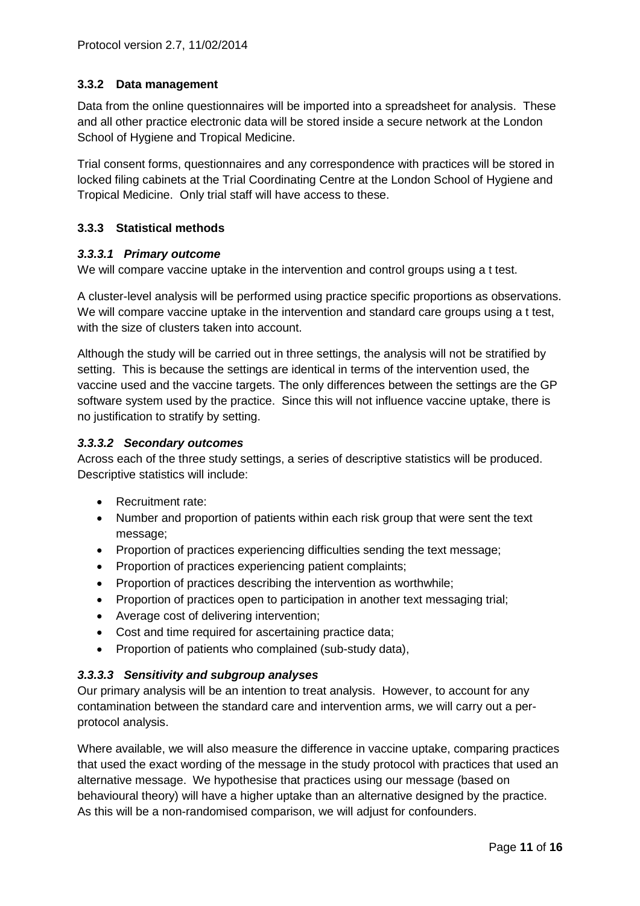### 3.3.2 Data management

Data from the online questionnaires will be imported into a spreadsheet for analysis. These and all other practice electronic data will be stored inside a secure network at the London School of Hygiene and Tropical Medicine.

Trial consent forms, questionnaires and any correspondence with practices will be stored in locked filing cabinets at the Trial Coordinating Centre at the London School of Hygiene and Tropical Medicine. Only trial staff will have access to these.

### 3.3.3 Statistical methods

#### *3.3.3.1 Primary outcome*

We will compare vaccine uptake in the intervention and control groups using a t test.

A cluster-level analysis will be performed using practice specific proportions as observations. We will compare vaccine uptake in the intervention and standard care groups using a t test, with the size of clusters taken into account.

Although the study will be carried out in three settings, the analysis will not be stratified by setting. This is because the settings are identical in terms of the intervention used, the vaccine used and the vaccine targets. The only differences between the settings are the GP software system used by the practice. Since this will not influence vaccine uptake, there is no justification to stratify by setting.

#### *3.3.3.2 Secondary outcomes*

Across each of the three study settings, a series of descriptive statistics will be produced. Descriptive statistics will include:

- Recruitment rate:
- Number and proportion of patients within each risk group that were sent the text message;
- Proportion of practices experiencing difficulties sending the text message;
- Proportion of practices experiencing patient complaints;
- Proportion of practices describing the intervention as worthwhile;
- Proportion of practices open to participation in another text messaging trial;
- Average cost of delivering intervention;
- Cost and time required for ascertaining practice data;
- Proportion of patients who complained (sub-study data),

#### *3.3.3.3 Sensitivity and subgroup analyses*

Our primary analysis will be an intention to treat analysis. However, to account for any contamination between the standard care and intervention arms, we will carry out a per-protocol analysis.

Where available, we will also measure the difference in vaccine uptake, comparing practices that used the exact wording of the message in the study protocol with practices that used an alternative message. We hypothesise that practices using our message (based on behavioural theory) will have a higher uptake than an alternative designed by the practice. As this will be a non-randomised comparison, we will adjust for confounders.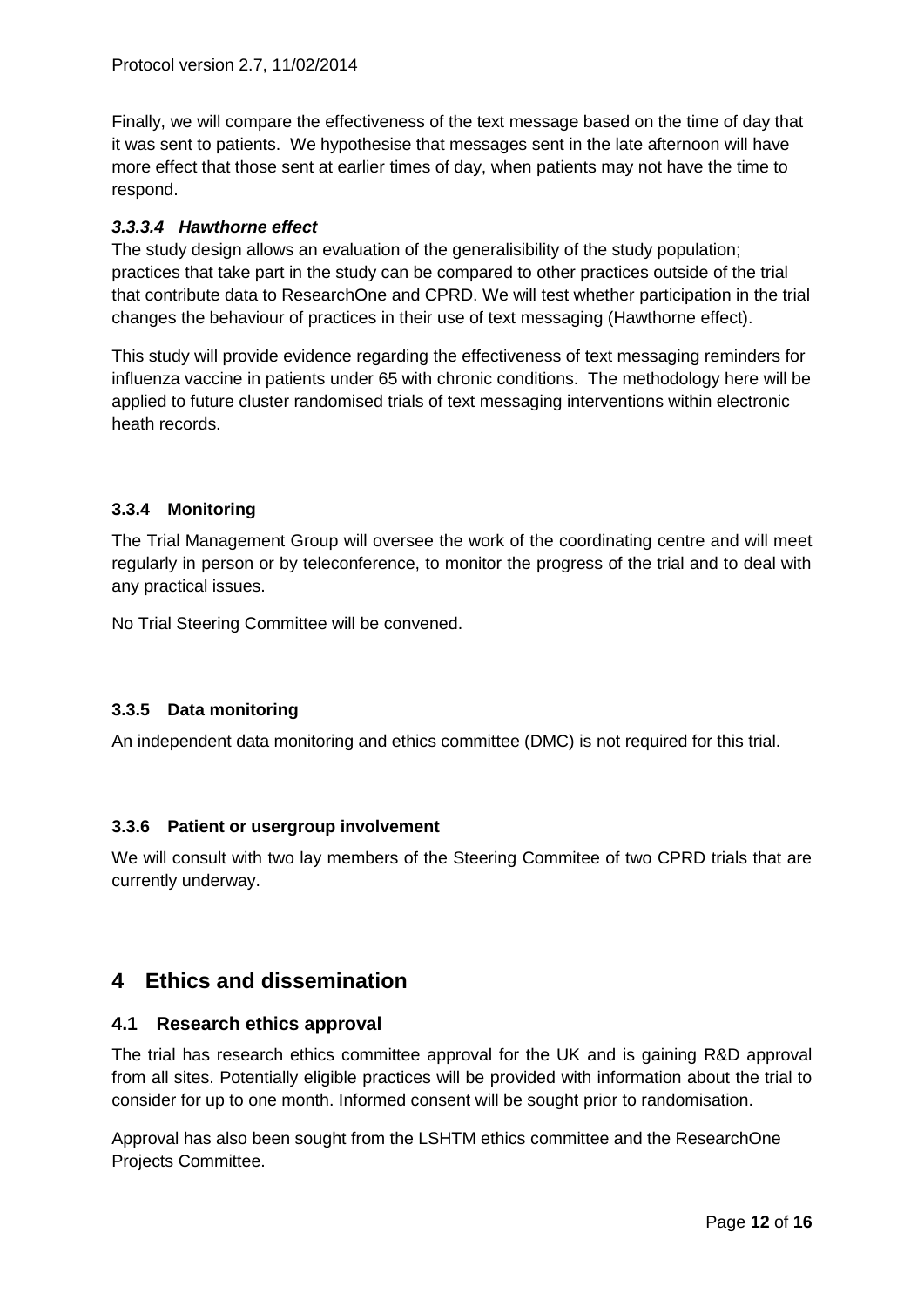Finally, we will compare the effectiveness of the text message based on the time of day that it was sent to patients. We hypothesise that messages sent in the late afternoon will have more effect that those sent at earlier times of day, when patients may not have the time to respond.

#### *3.3.3.4 Hawthorne effect*

The study design allows an evaluation of the generalisibility of the study population; practices that take part in the study can be compared to other practices outside of the trial that contribute data to ResearchOne and CPRD. We will test whether participation in the trial changes the behaviour of practices in their use of text messaging (Hawthorne effect).

This study will provide evidence regarding the effectiveness of text messaging reminders for influenza vaccine in patients under 65 with chronic conditions. The methodology here will be applied to future cluster randomised trials of text messaging interventions within electronic heath records.

### 3.3.4 Monitoring

The Trial Management Group will oversee the work of the coordinating centre and will meet regularly in person or by teleconference, to monitor the progress of the trial and to deal with any practical issues.

No Trial Steering Committee will be convened.

### 3.3.5 Data monitoring

An independent data monitoring and ethics committee (DMC) is not required for this trial.

### 3.3.6 Patient or usergroup involvement

We will consult with two lay members of the Steering Commitee of two CPRD trials that are currently underway.

# 4 Ethics and dissemination

## 4.1 Research ethics approval

The trial has research ethics committee approval for the UK and is gaining R&D approval from all sites. Potentially eligible practices will be provided with information about the trial to consider for up to one month. Informed consent will be sought prior to randomisation.

Approval has also been sought from the LSHTM ethics committee and the ResearchOne Projects Committee.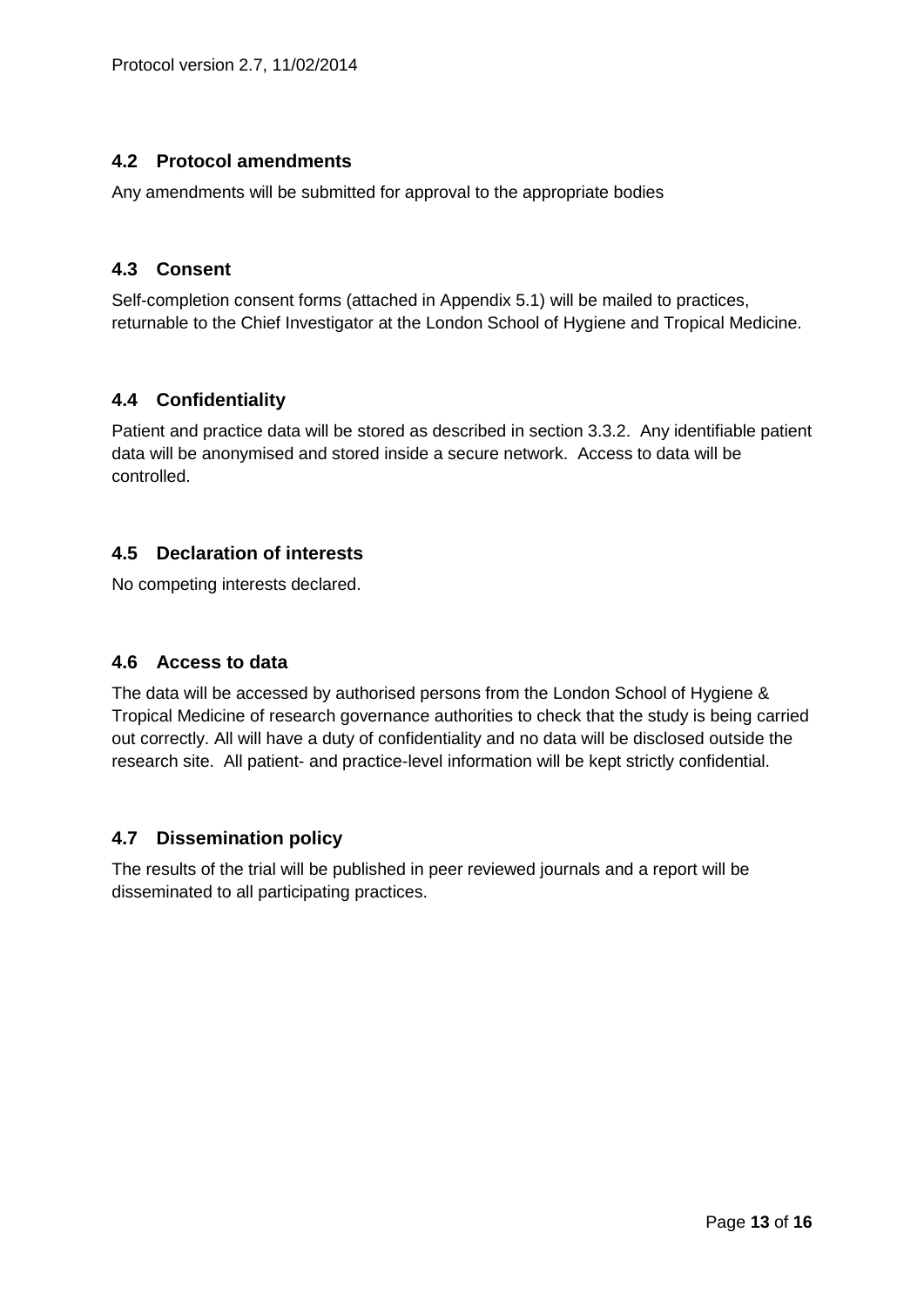## 4.2 Protocol amendments

Any amendments will be submitted for approval to the appropriate bodies

## 4.3 Consent

Self-completion consent forms (attached in Appendix 5.1) will be mailed to practices, returnable to the Chief Investigator at the London School of Hygiene and Tropical Medicine.

## 4.4 Confidentiality

Patient and practice data will be stored as described in section 3.3.2. Any identifiable patient data will be anonymised and stored inside a secure network. Access to data will be controlled.

## 4.5 Declaration of interests

No competing interests declared.

## 4.6 Access to data

The data will be accessed by authorised persons from the London School of Hygiene & Tropical Medicine of research governance authorities to check that the study is being carried out correctly. All will have a duty of confidentiality and no data will be disclosed outside the research site. All patient- and practice-level information will be kept strictly confidential.

## 4.7 Dissemination policy

The results of the trial will be published in peer reviewed journals and a report will be disseminated to all participating practices.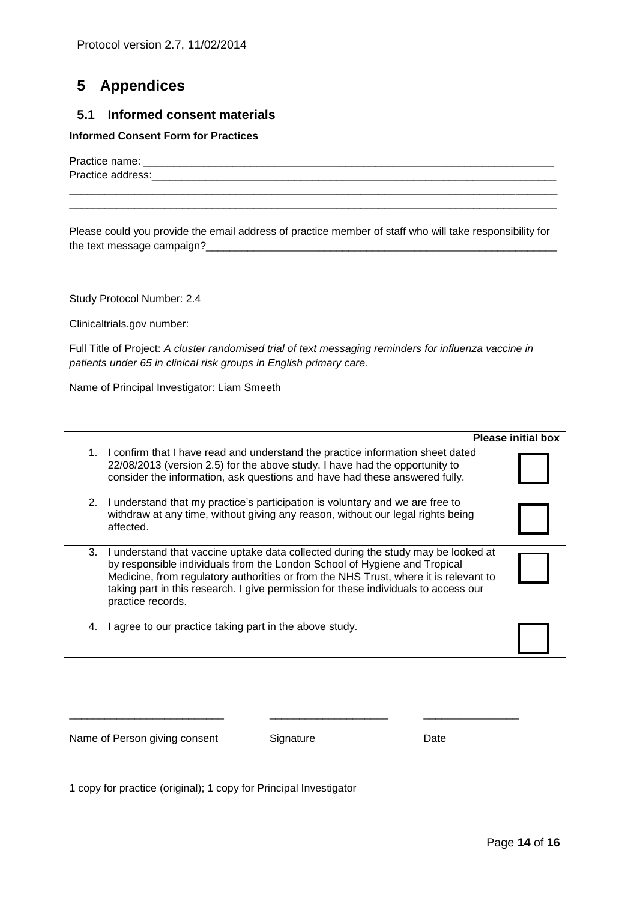# 5 Appendices

## 5.1 Informed consent materials

**Informed Consent Form for Practices**

Practice name: ___________________________________________________________________________

Practice address:_________________________________________________________________________

______________________________________________________________________________________

______________________________________________________________________________________

Please could you provide the email address of practice member of staff who will take responsibility for the text message campaign?______________________________________________________________

Study Protocol Number: 2.4

Clinicaltrials.gov number:

Full Title of Project: *A cluster randomised trial of text messaging reminders for influenza vaccine in patients under 65 in clinical risk groups in English primary care.*

Name of Principal Investigator: Liam Smeeth

| | **Please initial box** |
|---|---|
| 1. I confirm that I have read and understand the practice information sheet dated 22/08/2013 (version 2.5) for the above study. I have had the opportunity to consider the information, ask questions and have had these answered fully. | ☐ |
| 2. I understand that my practice's participation is voluntary and we are free to withdraw at any time, without giving any reason, without our legal rights being affected. | ☐ |
| 3. I understand that vaccine uptake data collected during the study may be looked at by responsible individuals from the London School of Hygiene and Tropical Medicine, from regulatory authorities or from the NHS Trust, where it is relevant to taking part in this research. I give permission for these individuals to access our practice records. | ☐ |
| 4. I agree to our practice taking part in the above study. | ☐ |

_________________________ &nbsp;&nbsp;&nbsp; ____________________ &nbsp;&nbsp;&nbsp; ________________

Name of Person giving consent &nbsp;&nbsp;&nbsp; Signature &nbsp;&nbsp;&nbsp; Date

1 copy for practice (original); 1 copy for Principal Investigator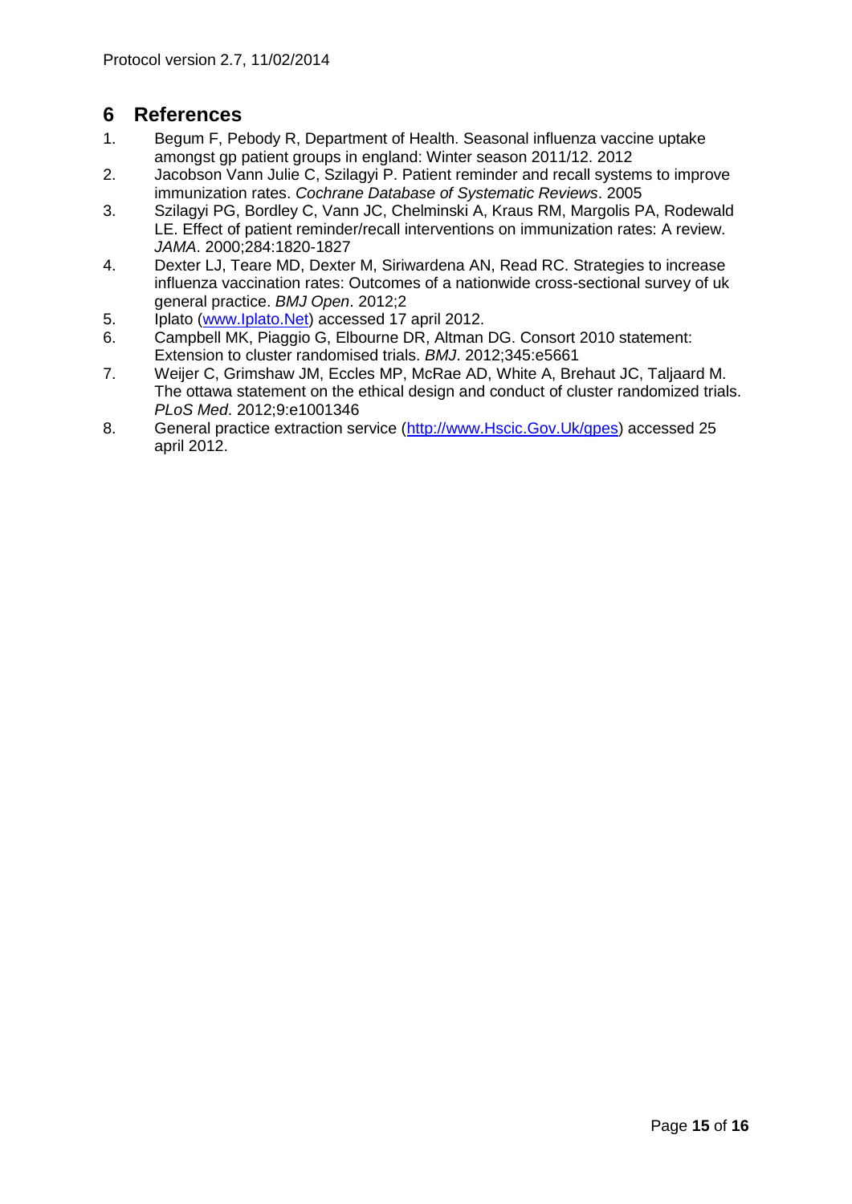# 6 References

1. Begum F, Pebody R, Department of Health. Seasonal influenza vaccine uptake amongst gp patient groups in england: Winter season 2011/12. 2012
2. Jacobson Vann Julie C, Szilagyi P. Patient reminder and recall systems to improve immunization rates. *Cochrane Database of Systematic Reviews*. 2005
3. Szilagyi PG, Bordley C, Vann JC, Chelminski A, Kraus RM, Margolis PA, Rodewald LE. Effect of patient reminder/recall interventions on immunization rates: A review. *JAMA*. 2000;284:1820-1827
4. Dexter LJ, Teare MD, Dexter M, Siriwardena AN, Read RC. Strategies to increase influenza vaccination rates: Outcomes of a nationwide cross-sectional survey of uk general practice. *BMJ Open*. 2012;2
5. Iplato (www.Iplato.Net) accessed 17 april 2012.
6. Campbell MK, Piaggio G, Elbourne DR, Altman DG. Consort 2010 statement: Extension to cluster randomised trials. *BMJ*. 2012;345:e5661
7. Weijer C, Grimshaw JM, Eccles MP, McRae AD, White A, Brehaut JC, Taljaard M. The ottawa statement on the ethical design and conduct of cluster randomized trials. *PLoS Med*. 2012;9:e1001346
8. General practice extraction service (http://www.Hscic.Gov.Uk/gpes) accessed 25 april 2012.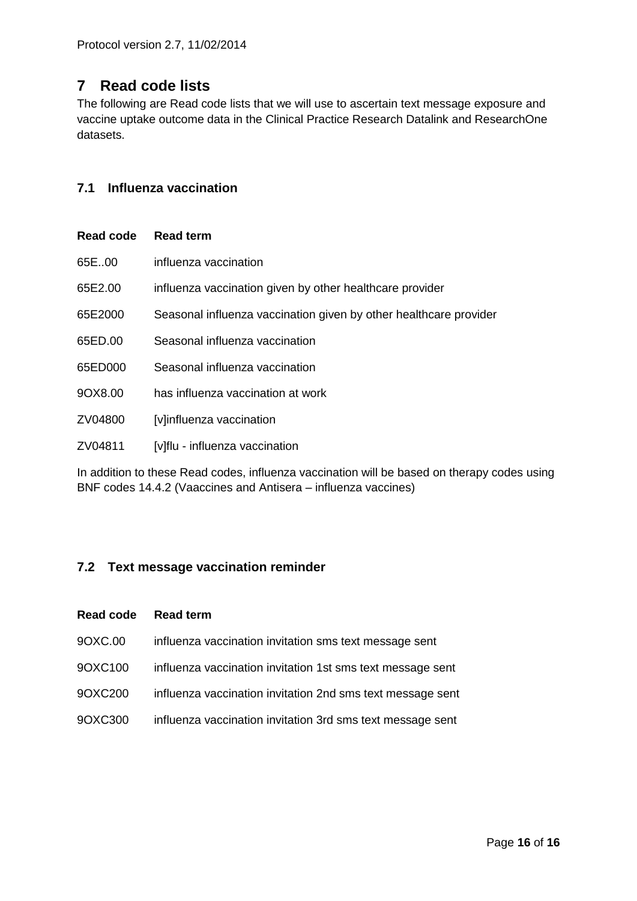# 7 Read code lists

The following are Read code lists that we will use to ascertain text message exposure and vaccine uptake outcome data in the Clinical Practice Research Datalink and ResearchOne datasets.

## 7.1 Influenza vaccination

| Read code | Read term |
| --- | --- |
| 65E..00 | influenza vaccination |
| 65E2.00 | influenza vaccination given by other healthcare provider |
| 65E2000 | Seasonal influenza vaccination given by other healthcare provider |
| 65ED.00 | Seasonal influenza vaccination |
| 65ED000 | Seasonal influenza vaccination |
| 9OX8.00 | has influenza vaccination at work |
| ZV04800 | [v]influenza vaccination |
| ZV04811 | [v]flu - influenza vaccination |

In addition to these Read codes, influenza vaccination will be based on therapy codes using BNF codes 14.4.2 (Vaaccines and Antisera – influenza vaccines)

## 7.2 Text message vaccination reminder

| Read code | Read term |
| --- | --- |
| 9OXC.00 | influenza vaccination invitation sms text message sent |
| 9OXC100 | influenza vaccination invitation 1st sms text message sent |
| 9OXC200 | influenza vaccination invitation 2nd sms text message sent |
| 9OXC300 | influenza vaccination invitation 3rd sms text message sent |